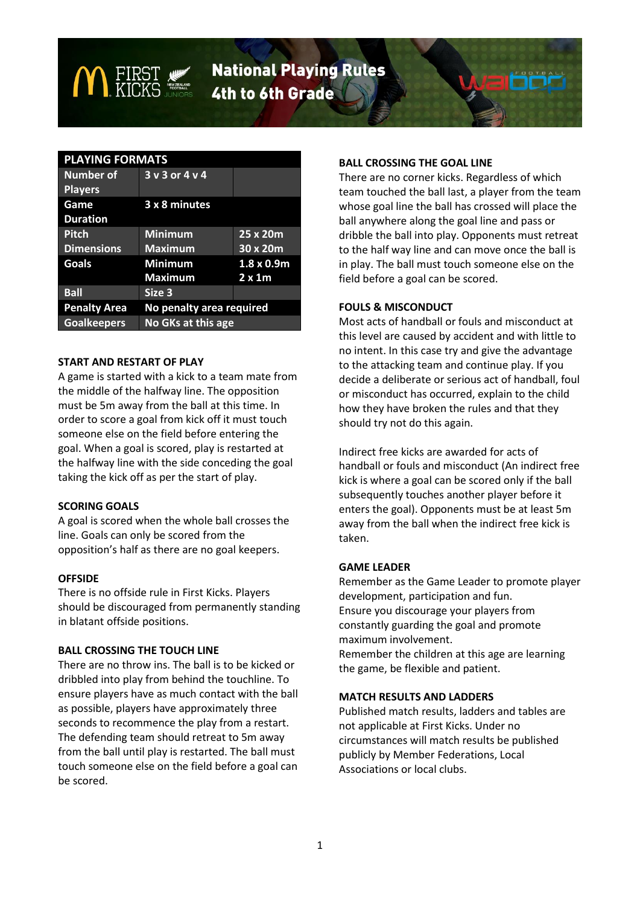# National Playing Rules 4th to 6th Grade

| PLAYING FORMATS | | |
|---|---|---|
| Number of Players | 3 v 3 or 4 v 4 | |
| Game Duration | 3 x 8 minutes | |
| Pitch Dimensions | Minimum<br>Maximum | 25 x 20m<br>30 x 20m |
| Goals | Minimum<br>Maximum | 1.8 x 0.9m<br>2 x 1m |
| Ball | Size 3 | |
| Penalty Area | No penalty area required | |
| Goalkeepers | No GKs at this age | |

**START AND RESTART OF PLAY**

A game is started with a kick to a team mate from the middle of the halfway line. The opposition must be 5m away from the ball at this time. In order to score a goal from kick off it must touch someone else on the field before entering the goal. When a goal is scored, play is restarted at the halfway line with the side conceding the goal taking the kick off as per the start of play.

**SCORING GOALS**

A goal is scored when the whole ball crosses the line. Goals can only be scored from the opposition's half as there are no goal keepers.

**OFFSIDE**

There is no offside rule in First Kicks. Players should be discouraged from permanently standing in blatant offside positions.

**BALL CROSSING THE TOUCH LINE**

There are no throw ins. The ball is to be kicked or dribbled into play from behind the touchline. To ensure players have as much contact with the ball as possible, players have approximately three seconds to recommence the play from a restart. The defending team should retreat to 5m away from the ball until play is restarted. The ball must touch someone else on the field before a goal can be scored.

**BALL CROSSING THE GOAL LINE**

There are no corner kicks. Regardless of which team touched the ball last, a player from the team whose goal line the ball has crossed will place the ball anywhere along the goal line and pass or dribble the ball into play. Opponents must retreat to the half way line and can move once the ball is in play. The ball must touch someone else on the field before a goal can be scored.

**FOULS & MISCONDUCT**

Most acts of handball or fouls and misconduct at this level are caused by accident and with little to no intent. In this case try and give the advantage to the attacking team and continue play. If you decide a deliberate or serious act of handball, foul or misconduct has occurred, explain to the child how they have broken the rules and that they should try not do this again.

Indirect free kicks are awarded for acts of handball or fouls and misconduct (An indirect free kick is where a goal can be scored only if the ball subsequently touches another player before it enters the goal). Opponents must be at least 5m away from the ball when the indirect free kick is taken.

**GAME LEADER**

Remember as the Game Leader to promote player development, participation and fun.
Ensure you discourage your players from constantly guarding the goal and promote maximum involvement.
Remember the children at this age are learning the game, be flexible and patient.

**MATCH RESULTS AND LADDERS**

Published match results, ladders and tables are not applicable at First Kicks. Under no circumstances will match results be published publicly by Member Federations, Local Associations or local clubs.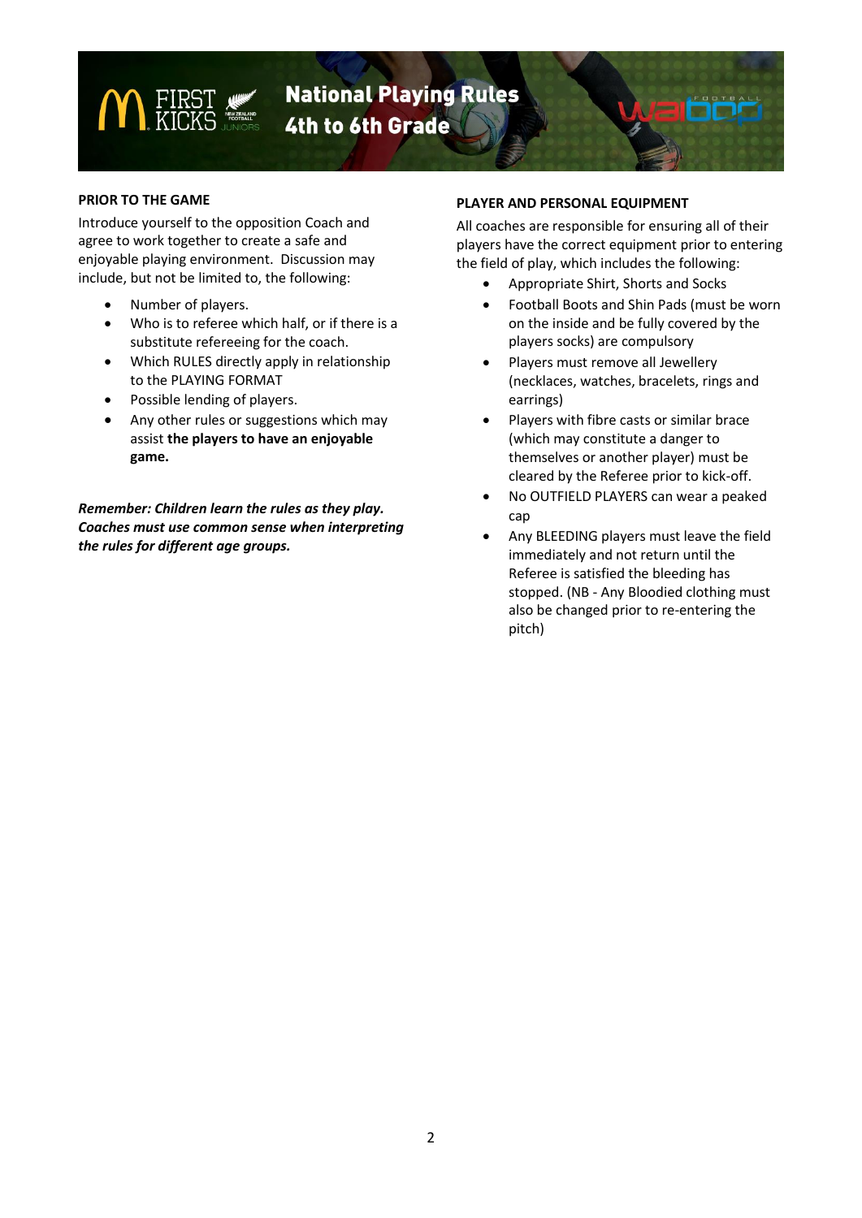# National Playing Rules 4th to 6th Grade

**PRIOR TO THE GAME**

Introduce yourself to the opposition Coach and agree to work together to create a safe and enjoyable playing environment. Discussion may include, but not be limited to, the following:

- Number of players.
- Who is to referee which half, or if there is a substitute refereeing for the coach.
- Which RULES directly apply in relationship to the PLAYING FORMAT
- Possible lending of players.
- Any other rules or suggestions which may assist **the players to have an enjoyable game.**

***Remember: Children learn the rules as they play. Coaches must use common sense when interpreting the rules for different age groups.***

**PLAYER AND PERSONAL EQUIPMENT**

All coaches are responsible for ensuring all of their players have the correct equipment prior to entering the field of play, which includes the following:

- Appropriate Shirt, Shorts and Socks
- Football Boots and Shin Pads (must be worn on the inside and be fully covered by the players socks) are compulsory
- Players must remove all Jewellery (necklaces, watches, bracelets, rings and earrings)
- Players with fibre casts or similar brace (which may constitute a danger to themselves or another player) must be cleared by the Referee prior to kick-off.
- No OUTFIELD PLAYERS can wear a peaked cap
- Any BLEEDING players must leave the field immediately and not return until the Referee is satisfied the bleeding has stopped. (NB - Any Bloodied clothing must also be changed prior to re-entering the pitch)